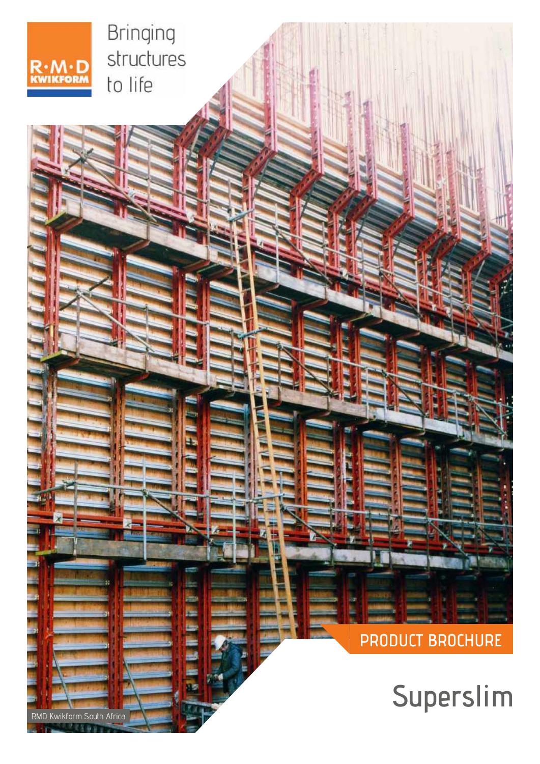R·M·D KWIKFORM

Bringing structures to life

PRODUCT BROCHURE

# Superslim

RMD Kwikform South Africa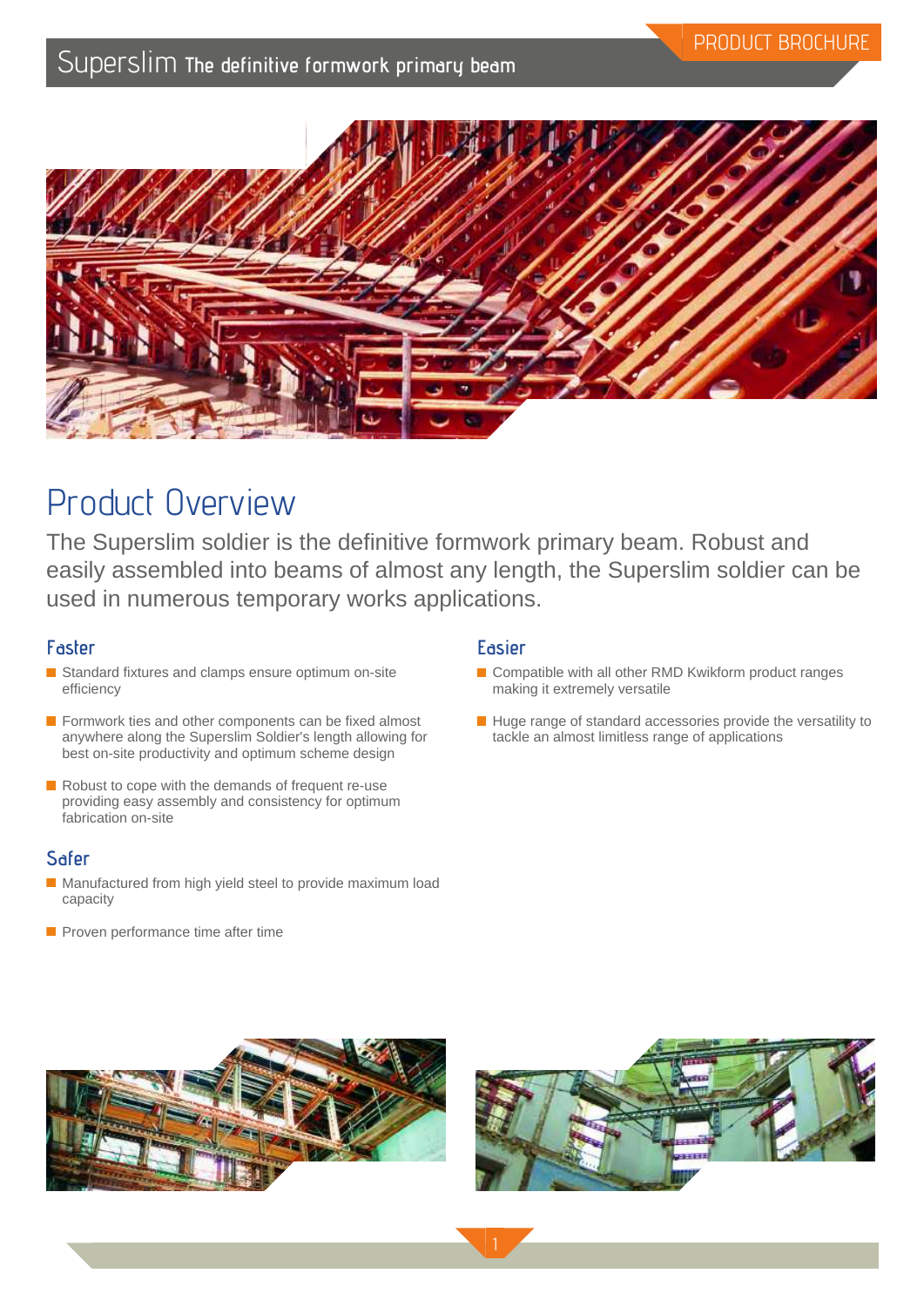# Product Overview

The Superslim soldier is the definitive formwork primary beam. Robust and easily assembled into beams of almost any length, the Superslim soldier can be used in numerous temporary works applications.

### Faster

- Standard fixtures and clamps ensure optimum on-site efficiency
- Formwork ties and other components can be fixed almost anywhere along the Superslim Soldier's length allowing for best on-site productivity and optimum scheme design
- Robust to cope with the demands of frequent re-use providing easy assembly and consistency for optimum fabrication on-site

### Safer

- Manufactured from high yield steel to provide maximum load capacity
- Proven performance time after time

### Easier

- Compatible with all other RMD Kwikform product ranges making it extremely versatile
- Huge range of standard accessories provide the versatility to tackle an almost limitless range of applications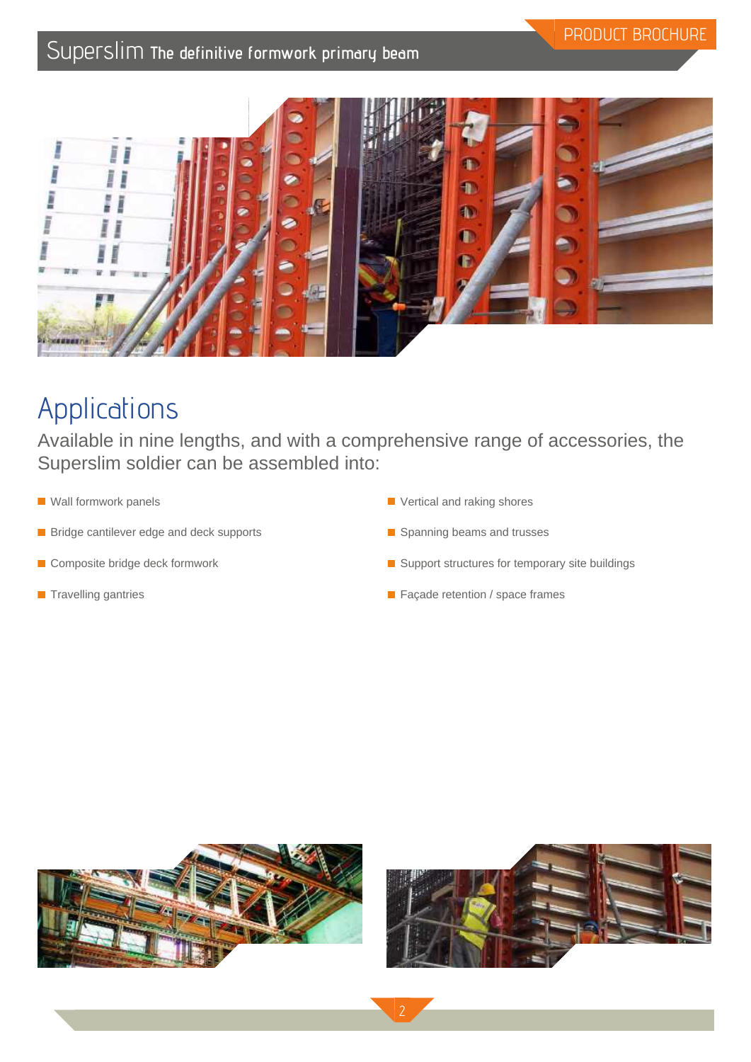# Applications

Available in nine lengths, and with a comprehensive range of accessories, the Superslim soldier can be assembled into:

- Wall formwork panels
- Bridge cantilever edge and deck supports
- Composite bridge deck formwork
- Travelling gantries
- Vertical and raking shores
- Spanning beams and trusses
- Support structures for temporary site buildings
- Façade retention / space frames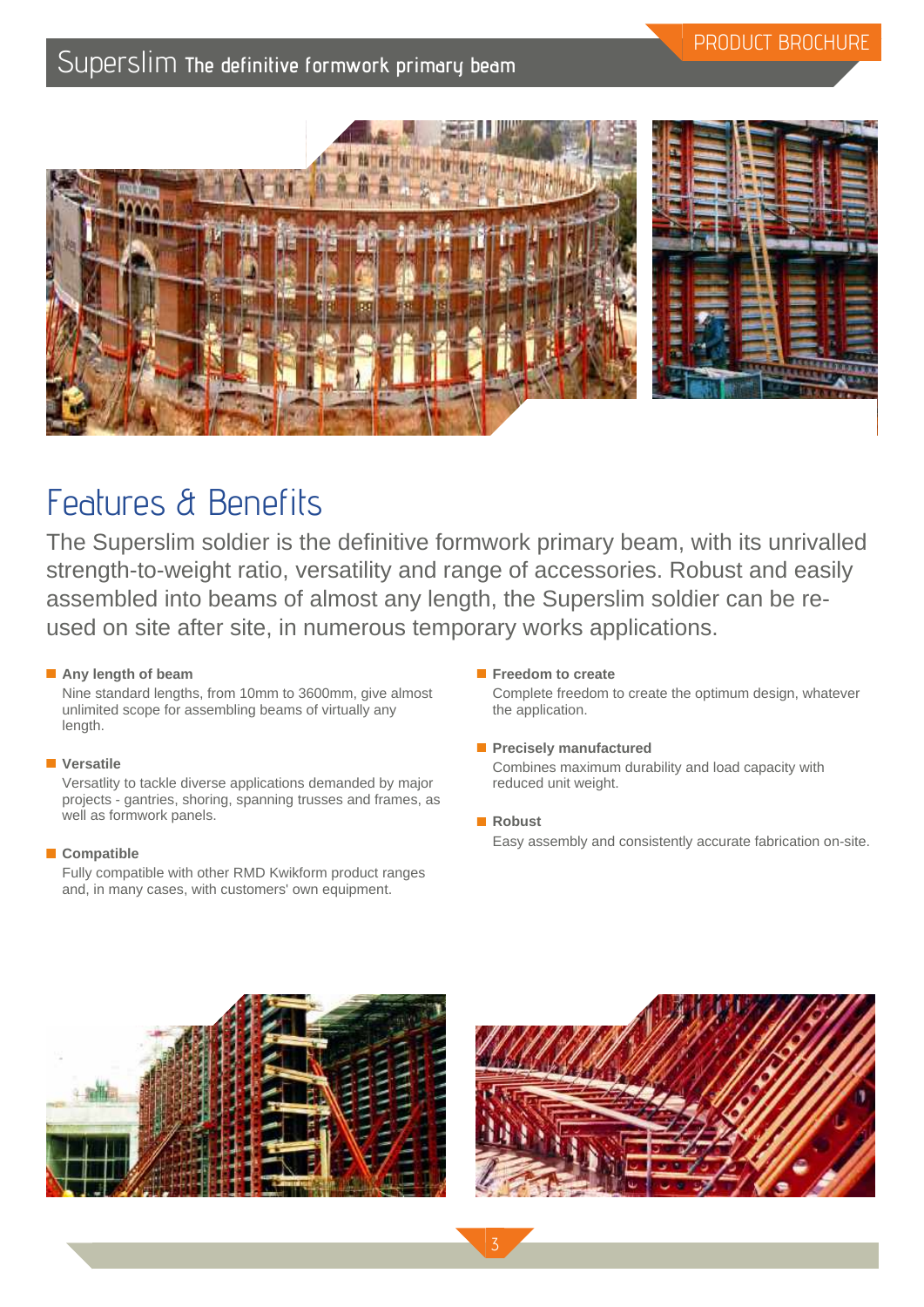## Features & Benefits

The Superslim soldier is the definitive formwork primary beam, with its unrivalled strength-to-weight ratio, versatility and range of accessories. Robust and easily assembled into beams of almost any length, the Superslim soldier can be re-used on site after site, in numerous temporary works applications.

- **Any length of beam**
  Nine standard lengths, from 10mm to 3600mm, give almost unlimited scope for assembling beams of virtually any length.

- **Versatile**
  Versatlity to tackle diverse applications demanded by major projects - gantries, shoring, spanning trusses and frames, as well as formwork panels.

- **Compatible**
  Fully compatible with other RMD Kwikform product ranges and, in many cases, with customers' own equipment.

- **Freedom to create**
  Complete freedom to create the optimum design, whatever the application.

- **Precisely manufactured**
  Combines maximum durability and load capacity with reduced unit weight.

- **Robust**
  Easy assembly and consistently accurate fabrication on-site.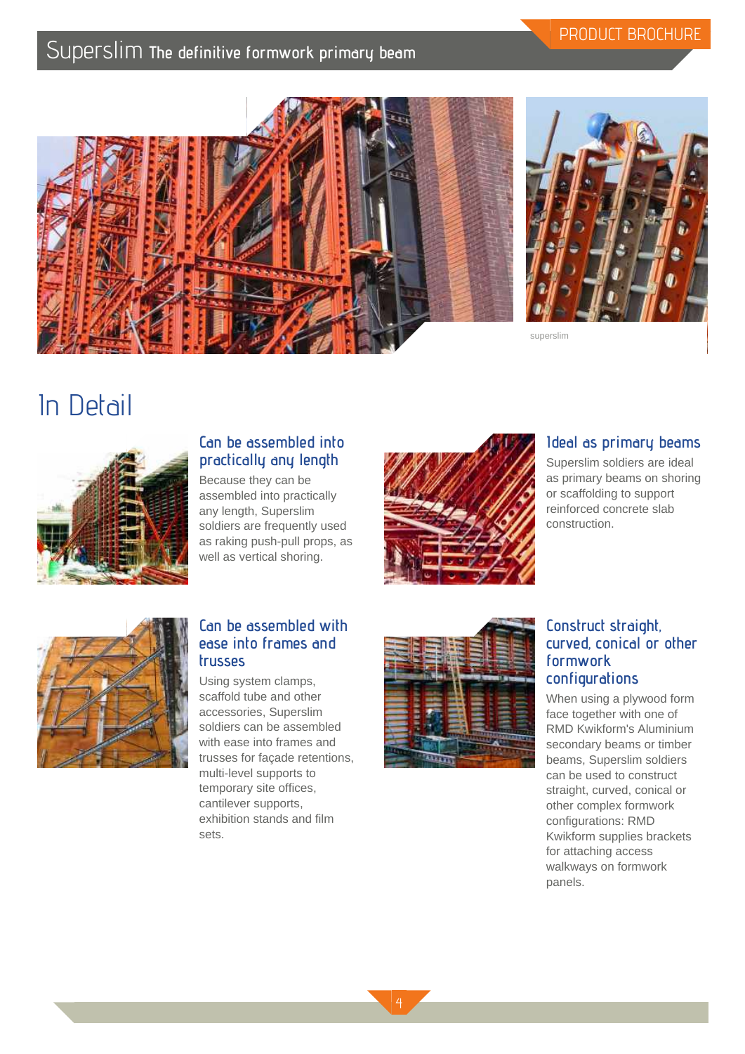superslim

# In Detail

### Can be assembled into practically any length

Because they can be assembled into practically any length, Superslim soldiers are frequently used as raking push-pull props, as well as vertical shoring.

### Ideal as primary beams

Superslim soldiers are ideal as primary beams on shoring or scaffolding to support reinforced concrete slab construction.

### Can be assembled with ease into frames and trusses

Using system clamps, scaffold tube and other accessories, Superslim soldiers can be assembled with ease into frames and trusses for façade retentions, multi-level supports to temporary site offices, cantilever supports, exhibition stands and film sets.

### Construct straight, curved, conical or other formwork configurations

When using a plywood form face together with one of RMD Kwikform's Aluminium secondary beams or timber beams, Superslim soldiers can be used to construct straight, curved, conical or other complex formwork configurations: RMD Kwikform supplies brackets for attaching access walkways on formwork panels.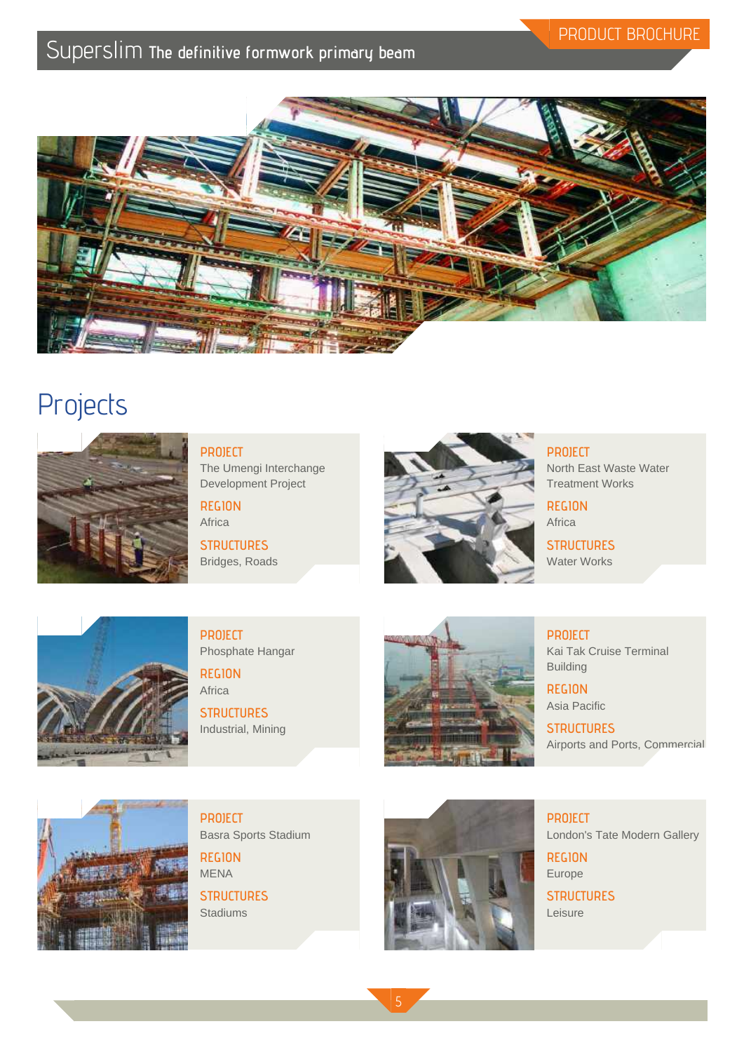## Projects

**PROJECT**
The Umengi Interchange Development Project

**REGION**
Africa

**STRUCTURES**
Bridges, Roads

**PROJECT**
North East Waste Water Treatment Works

**REGION**
Africa

**STRUCTURES**
Water Works

**PROJECT**
Phosphate Hangar

**REGION**
Africa

**STRUCTURES**
Industrial, Mining

**PROJECT**
Kai Tak Cruise Terminal Building

**REGION**
Asia Pacific

**STRUCTURES**
Airports and Ports, Commercial

**PROJECT**
Basra Sports Stadium

**REGION**
MENA

**STRUCTURES**
Stadiums

**PROJECT**
London's Tate Modern Gallery

**REGION**
Europe

**STRUCTURES**
Leisure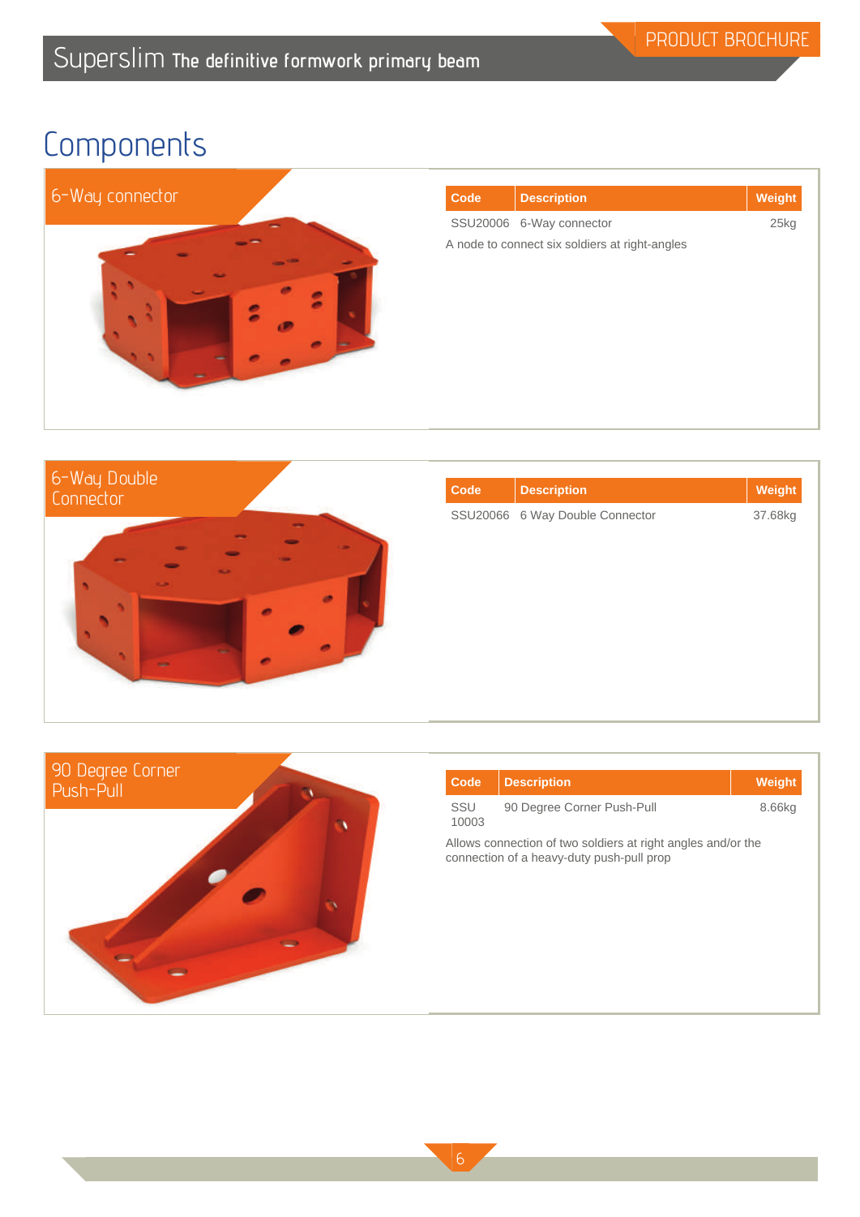# Components

## 6-Way connector

| Code | Description | Weight |
|---|---|---|
| SSU20006 | 6-Way connector | 25kg |

A node to connect six soldiers at right-angles

## 6-Way Double Connector

| Code | Description | Weight |
|---|---|---|
| SSU20066 | 6 Way Double Connector | 37.68kg |

## 90 Degree Corner Push-Pull

| Code | Description | Weight |
|---|---|---|
| SSU 10003 | 90 Degree Corner Push-Pull | 8.66kg |

Allows connection of two soldiers at right angles and/or the connection of a heavy-duty push-pull prop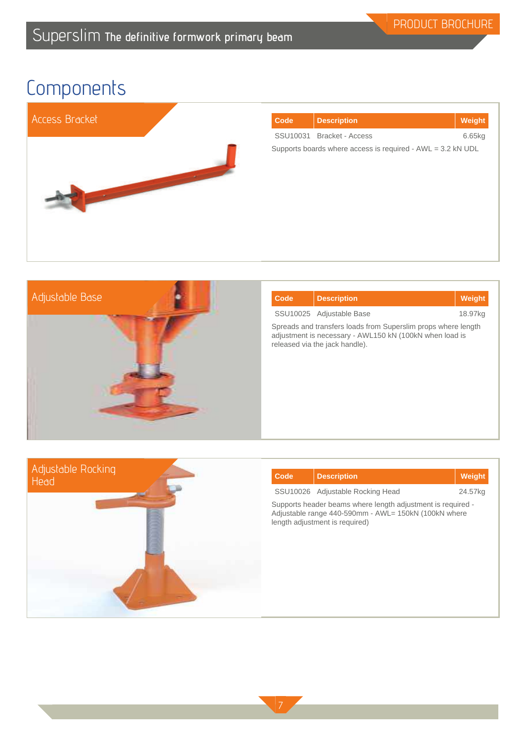# Components

## Access Bracket

| Code | Description | Weight |
|---|---|---|
| SSU10031 | Bracket - Access | 6.65kg |

Supports boards where access is required - AWL = 3.2 kN UDL

## Adjustable Base

| Code | Description | Weight |
|---|---|---|
| SSU10025 | Adjustable Base | 18.97kg |

Spreads and transfers loads from Superslim props where length adjustment is necessary - AWL150 kN (100kN when load is released via the jack handle).

## Adjustable Rocking Head

| Code | Description | Weight |
|---|---|---|
| SSU10026 | Adjustable Rocking Head | 24.57kg |

Supports header beams where length adjustment is required - Adjustable range 440-590mm - AWL= 150kN (100kN where length adjustment is required)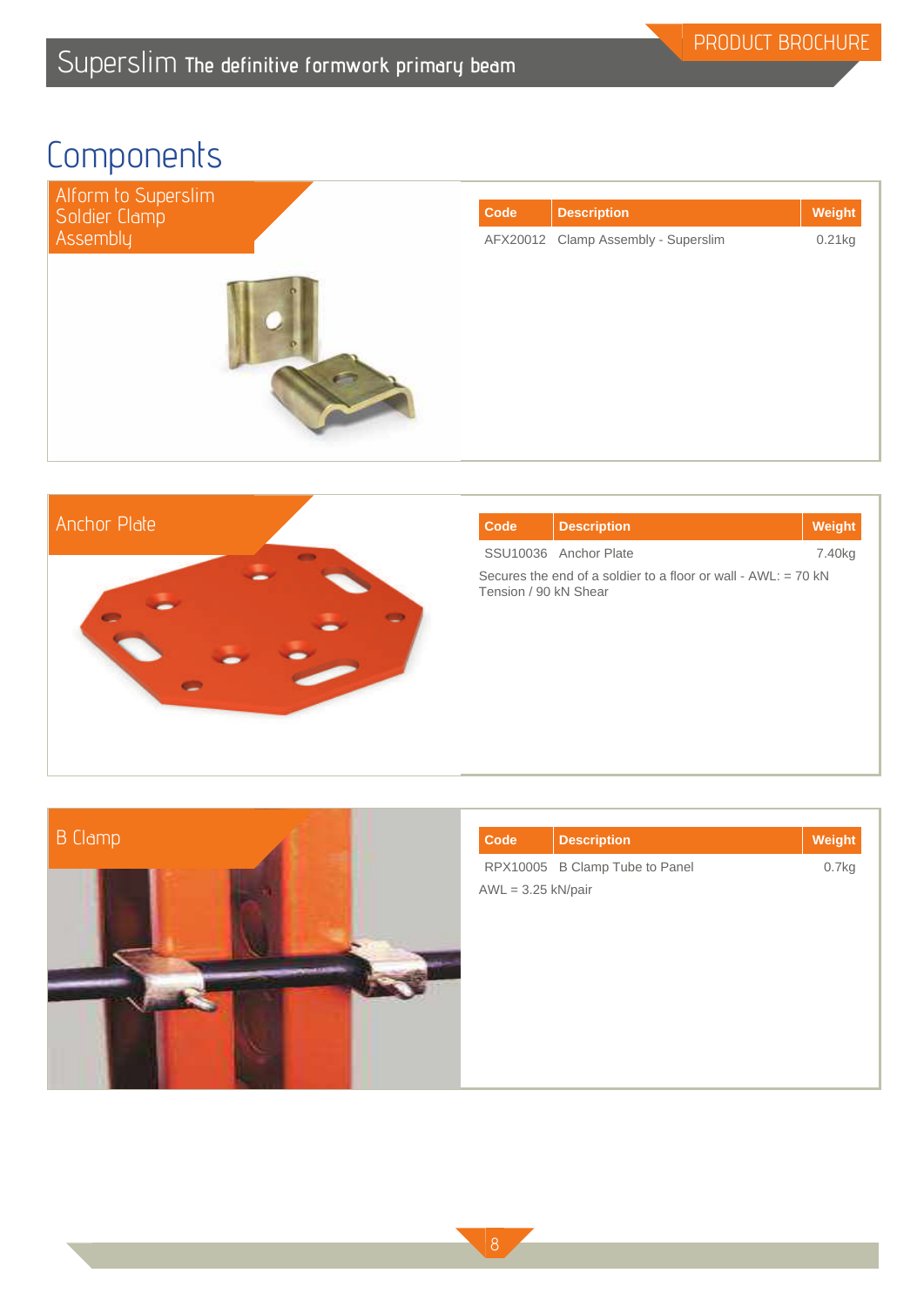# Components

## Alform to Superslim Soldier Clamp Assembly

| Code | Description | Weight |
|---|---|---|
| AFX20012 | Clamp Assembly - Superslim | 0.21kg |

## Anchor Plate

| Code | Description | Weight |
|---|---|---|
| SSU10036 | Anchor Plate | 7.40kg |

Secures the end of a soldier to a floor or wall - AWL: = 70 kN Tension / 90 kN Shear

## B Clamp

| Code | Description | Weight |
|---|---|---|
| RPX10005 | B Clamp Tube to Panel | 0.7kg |

AWL = 3.25 kN/pair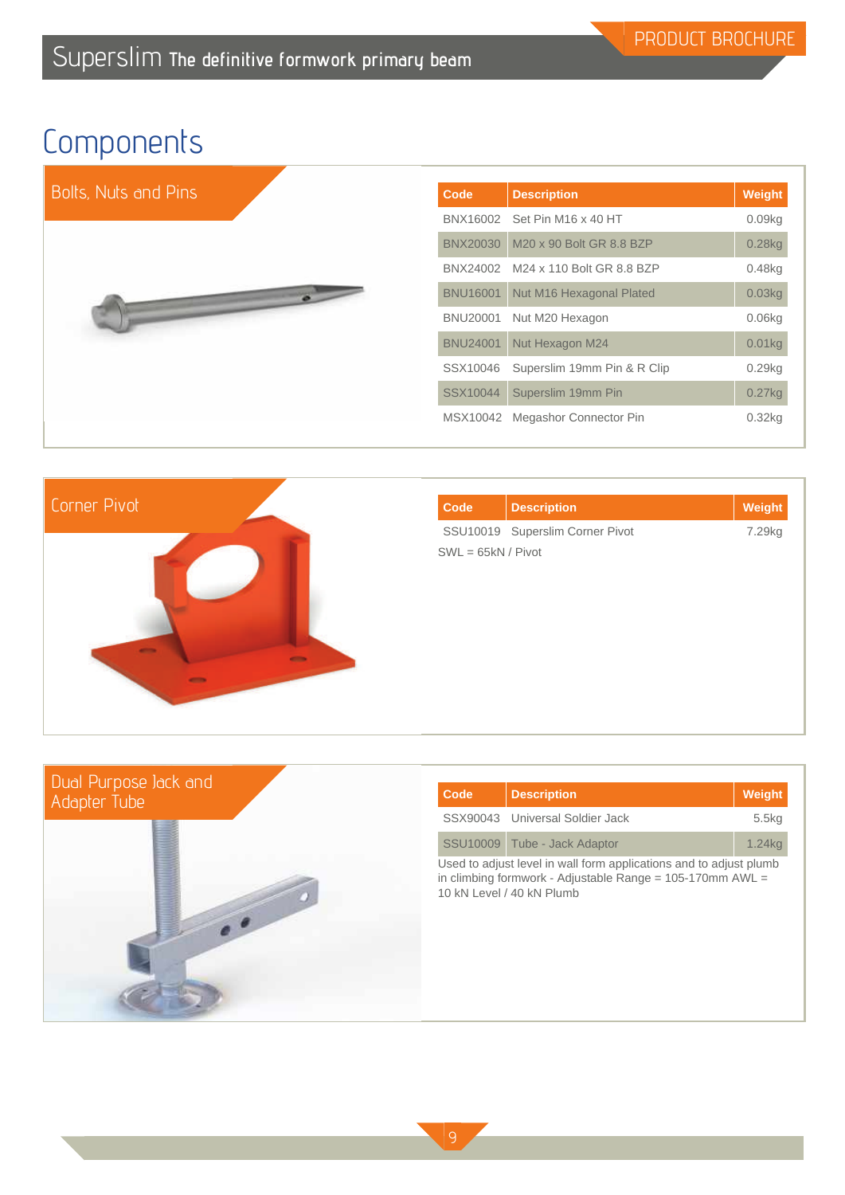# Components

## Bolts, Nuts and Pins

| Code | Description | Weight |
|---|---|---|
| BNX16002 | Set Pin M16 x 40 HT | 0.09kg |
| BNX20030 | M20 x 90 Bolt GR 8.8 BZP | 0.28kg |
| BNX24002 | M24 x 110 Bolt GR 8.8 BZP | 0.48kg |
| BNU16001 | Nut M16 Hexagonal Plated | 0.03kg |
| BNU20001 | Nut M20 Hexagon | 0.06kg |
| BNU24001 | Nut Hexagon M24 | 0.01kg |
| SSX10046 | Superslim 19mm Pin & R Clip | 0.29kg |
| SSX10044 | Superslim 19mm Pin | 0.27kg |
| MSX10042 | Megashor Connector Pin | 0.32kg |

## Corner Pivot

| Code | Description | Weight |
|---|---|---|
| SSU10019 | Superslim Corner Pivot | 7.29kg |

SWL = 65kN / Pivot

## Dual Purpose Jack and Adapter Tube

| Code | Description | Weight |
|---|---|---|
| SSX90043 | Universal Soldier Jack | 5.5kg |
| SSU10009 | Tube - Jack Adaptor | 1.24kg |

Used to adjust level in wall form applications and to adjust plumb in climbing formwork - Adjustable Range = 105-170mm AWL = 10 kN Level / 40 kN Plumb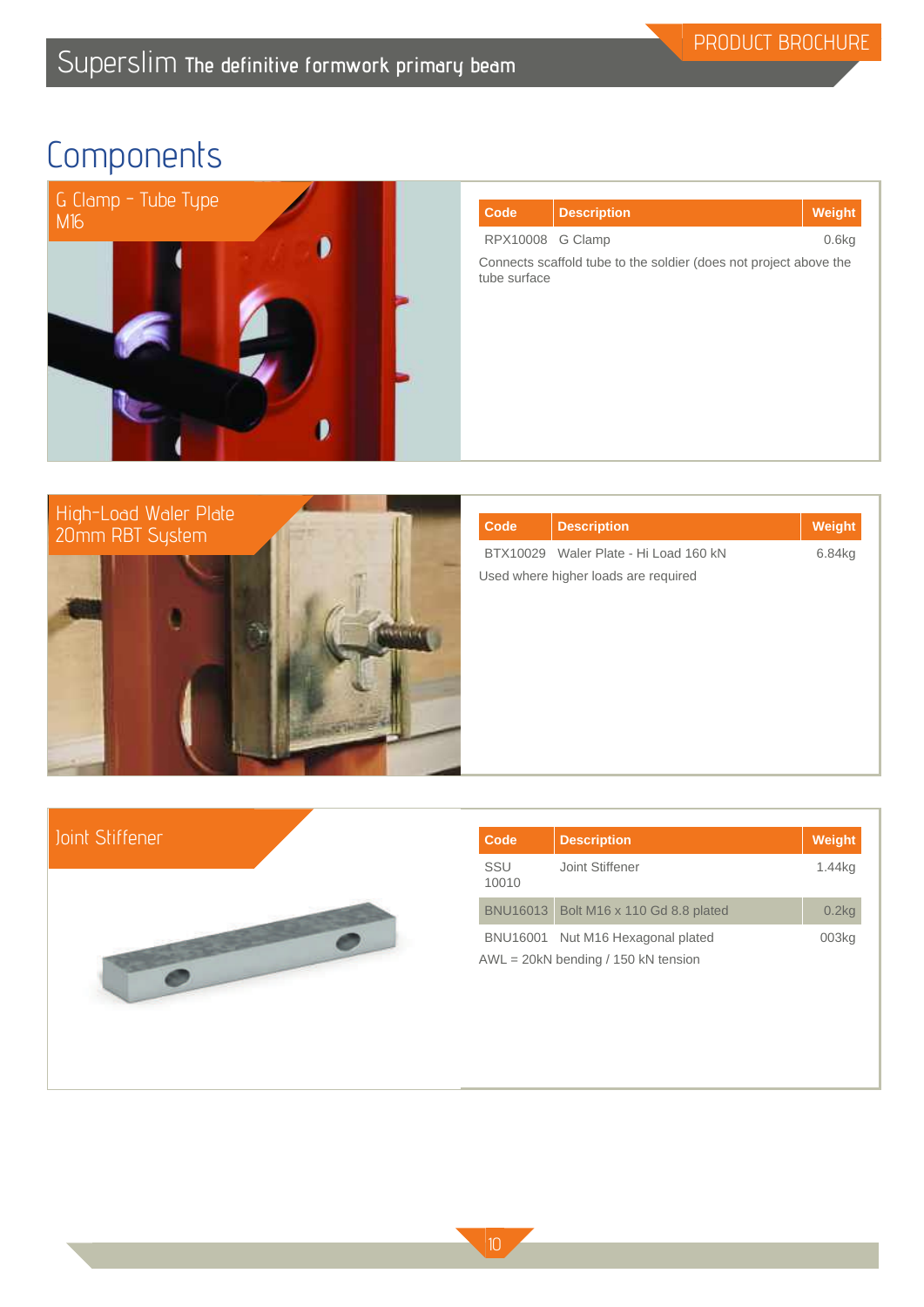# Components

## G Clamp - Tube Type M16

| Code | Description | Weight |
|---|---|---|
| RPX10008 | G Clamp | 0.6kg |

Connects scaffold tube to the soldier (does not project above the tube surface

## High-Load Waler Plate 20mm RBT System

| Code | Description | Weight |
|---|---|---|
| BTX10029 | Waler Plate - Hi Load 160 kN | 6.84kg |

Used where higher loads are required

## Joint Stiffener

| Code | Description | Weight |
|---|---|---|
| SSU 10010 | Joint Stiffener | 1.44kg |
| BNU16013 | Bolt M16 x 110 Gd 8.8 plated | 0.2kg |
| BNU16001 | Nut M16 Hexagonal plated | 003kg |

AWL = 20kN bending / 150 kN tension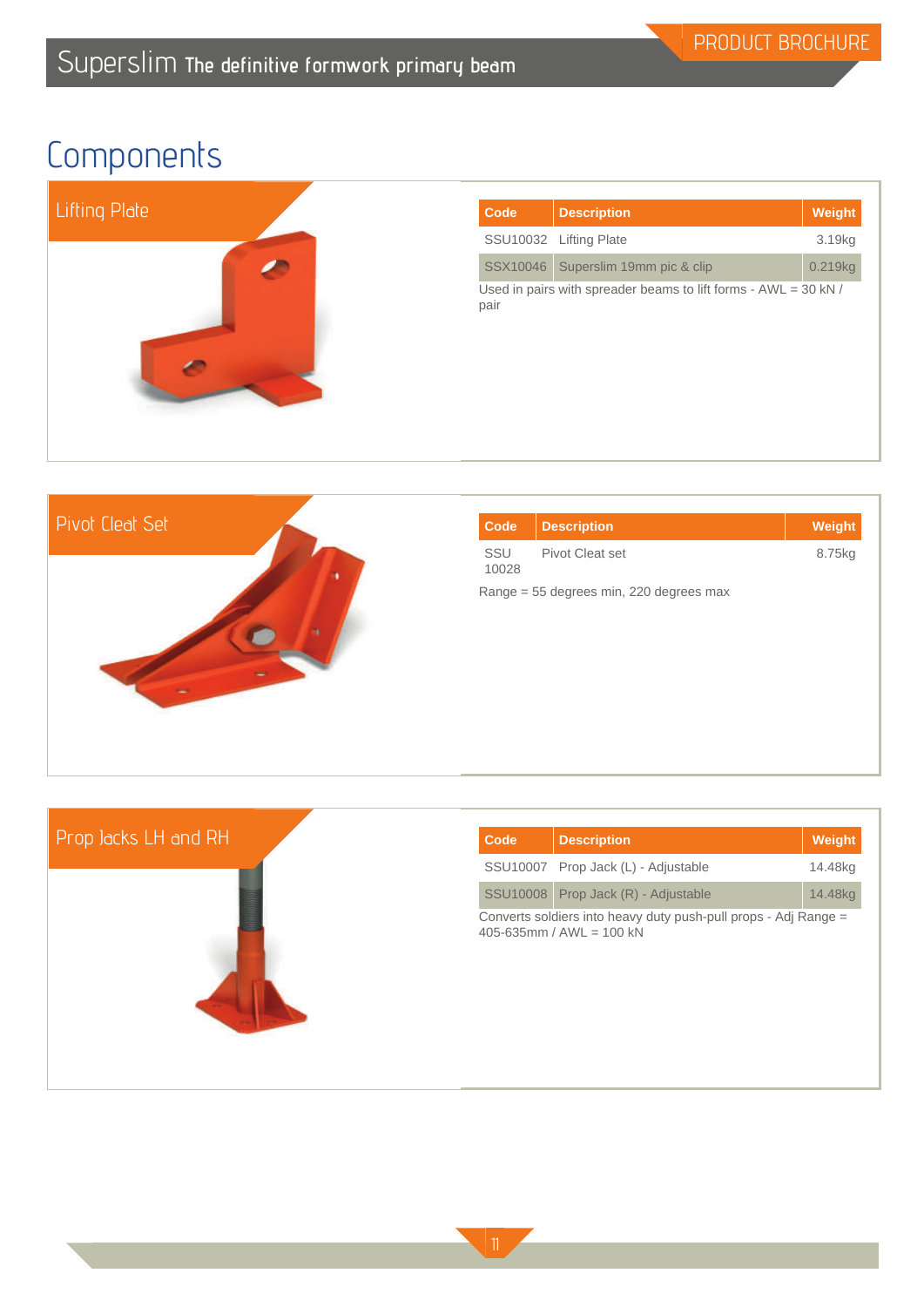# Components

## Lifting Plate

| Code | Description | Weight |
|---|---|---|
| SSU10032 | Lifting Plate | 3.19kg |
| SSX10046 | Superslim 19mm pic & clip | 0.219kg |

Used in pairs with spreader beams to lift forms - AWL = 30 kN / pair

## Pivot Cleat Set

| Code | Description | Weight |
|---|---|---|
| SSU 10028 | Pivot Cleat set | 8.75kg |

Range = 55 degrees min, 220 degrees max

## Prop Jacks LH and RH

| Code | Description | Weight |
|---|---|---|
| SSU10007 | Prop Jack (L) - Adjustable | 14.48kg |
| SSU10008 | Prop Jack (R) - Adjustable | 14.48kg |

Converts soldiers into heavy duty push-pull props - Adj Range = 405-635mm / AWL = 100 kN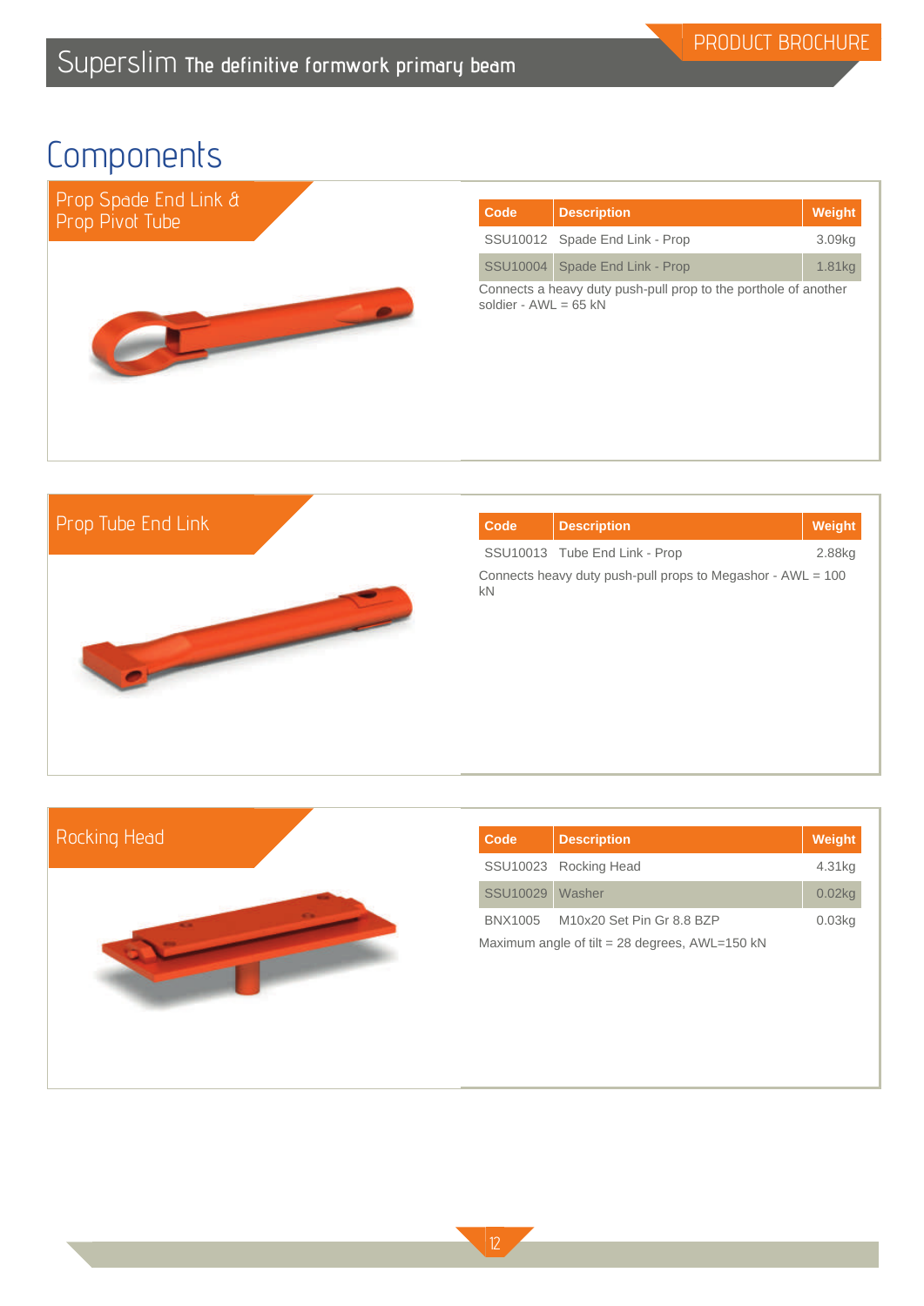# Components

## Prop Spade End Link & Prop Pivot Tube

| Code | Description | Weight |
|---|---|---|
| SSU10012 | Spade End Link - Prop | 3.09kg |
| SSU10004 | Spade End Link - Prop | 1.81kg |

Connects a heavy duty push-pull prop to the porthole of another soldier - AWL = 65 kN

## Prop Tube End Link

| Code | Description | Weight |
|---|---|---|
| SSU10013 | Tube End Link - Prop | 2.88kg |

Connects heavy duty push-pull props to Megashor - AWL = 100 kN

## Rocking Head

| Code | Description | Weight |
|---|---|---|
| SSU10023 | Rocking Head | 4.31kg |
| SSU10029 | Washer | 0.02kg |
| BNX1005 | M10x20 Set Pin Gr 8.8 BZP | 0.03kg |

Maximum angle of tilt = 28 degrees, AWL=150 kN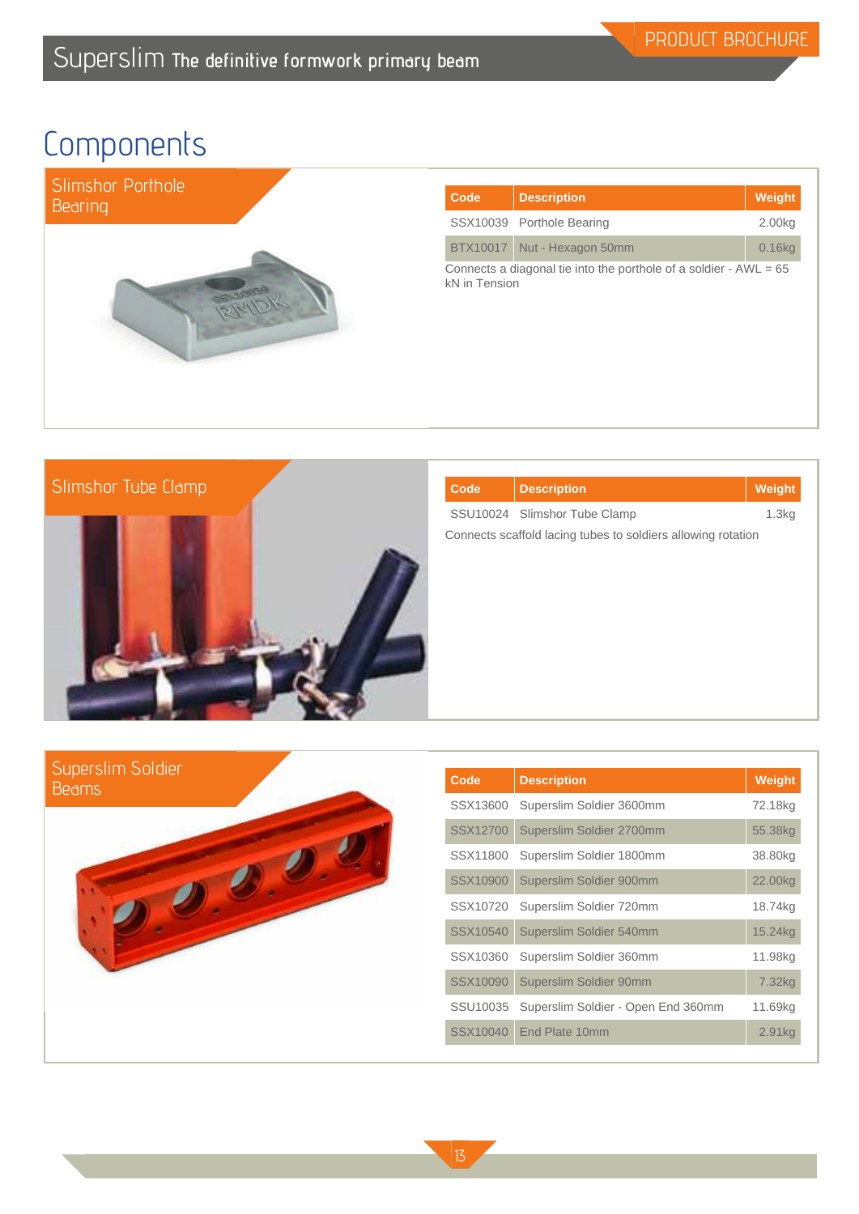# Components

## Slimshor Porthole Bearing

| Code | Description | Weight |
|---|---|---|
| SSX10039 | Porthole Bearing | 2.00kg |
| BTX10017 | Nut - Hexagon 50mm | 0.16kg |

Connects a diagonal tie into the porthole of a soldier - AWL = 65 kN in Tension

## Slimshor Tube Clamp

| Code | Description | Weight |
|---|---|---|
| SSU10024 | Slimshor Tube Clamp | 1.3kg |

Connects scaffold lacing tubes to soldiers allowing rotation

## Superslim Soldier Beams

| Code | Description | Weight |
|---|---|---|
| SSX13600 | Superslim Soldier 3600mm | 72.18kg |
| SSX12700 | Superslim Soldier 2700mm | 55.38kg |
| SSX11800 | Superslim Soldier 1800mm | 38.80kg |
| SSX10900 | Superslim Soldier 900mm | 22.00kg |
| SSX10720 | Superslim Soldier 720mm | 18.74kg |
| SSX10540 | Superslim Soldier 540mm | 15.24kg |
| SSX10360 | Superslim Soldier 360mm | 11.98kg |
| SSX10090 | Superslim Soldier 90mm | 7.32kg |
| SSU10035 | Superslim Soldier - Open End 360mm | 11.69kg |
| SSX10040 | End Plate 10mm | 2.91kg |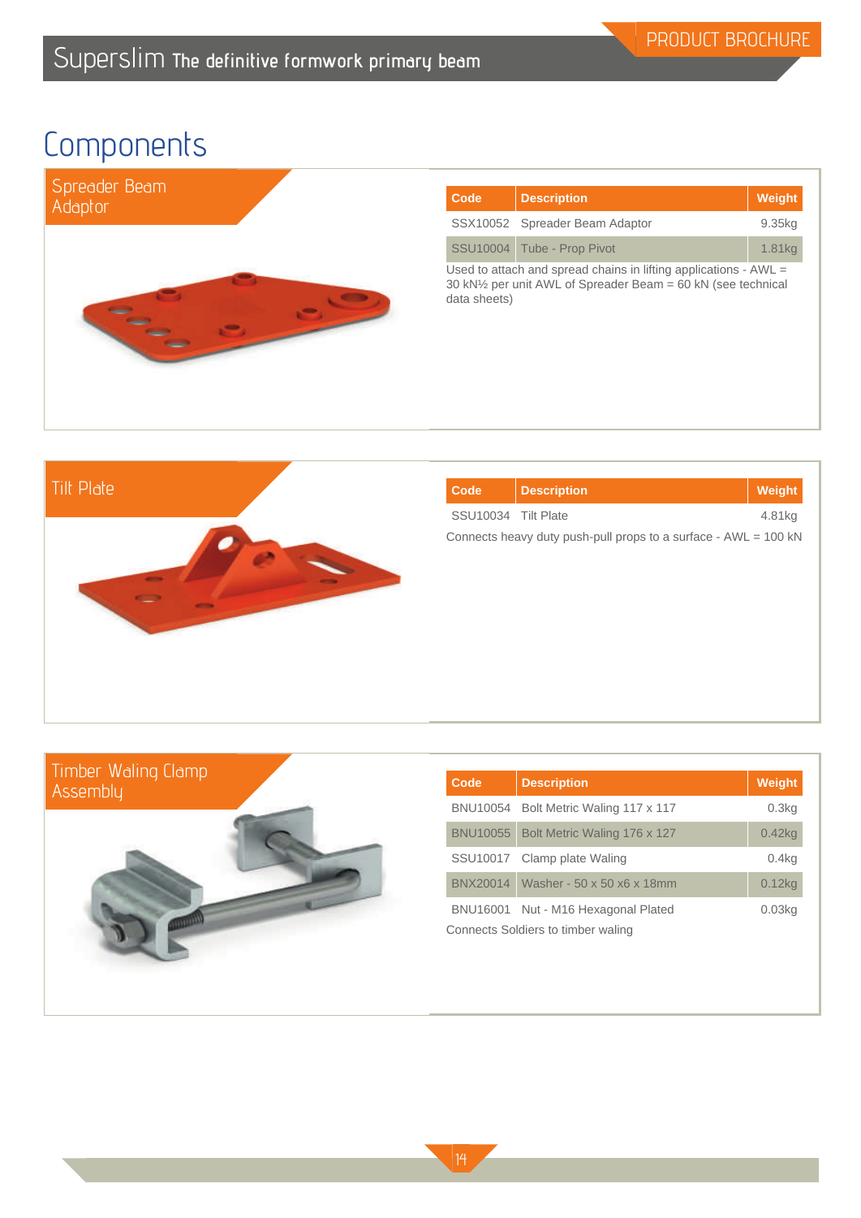# Components

## Spreader Beam Adaptor

| Code | Description | Weight |
|---|---|---|
| SSX10052 | Spreader Beam Adaptor | 9.35kg |
| SSU10004 | Tube - Prop Pivot | 1.81kg |

Used to attach and spread chains in lifting applications - AWL = 30 kN½ per unit AWL of Spreader Beam = 60 kN (see technical data sheets)

## Tilt Plate

| Code | Description | Weight |
|---|---|---|
| SSU10034 | Tilt Plate | 4.81kg |

Connects heavy duty push-pull props to a surface - AWL = 100 kN

## Timber Waling Clamp Assembly

| Code | Description | Weight |
|---|---|---|
| BNU10054 | Bolt Metric Waling 117 x 117 | 0.3kg |
| BNU10055 | Bolt Metric Waling 176 x 127 | 0.42kg |
| SSU10017 | Clamp plate Waling | 0.4kg |
| BNX20014 | Washer - 50 x 50 x6 x 18mm | 0.12kg |
| BNU16001 | Nut - M16 Hexagonal Plated | 0.03kg |

Connects Soldiers to timber waling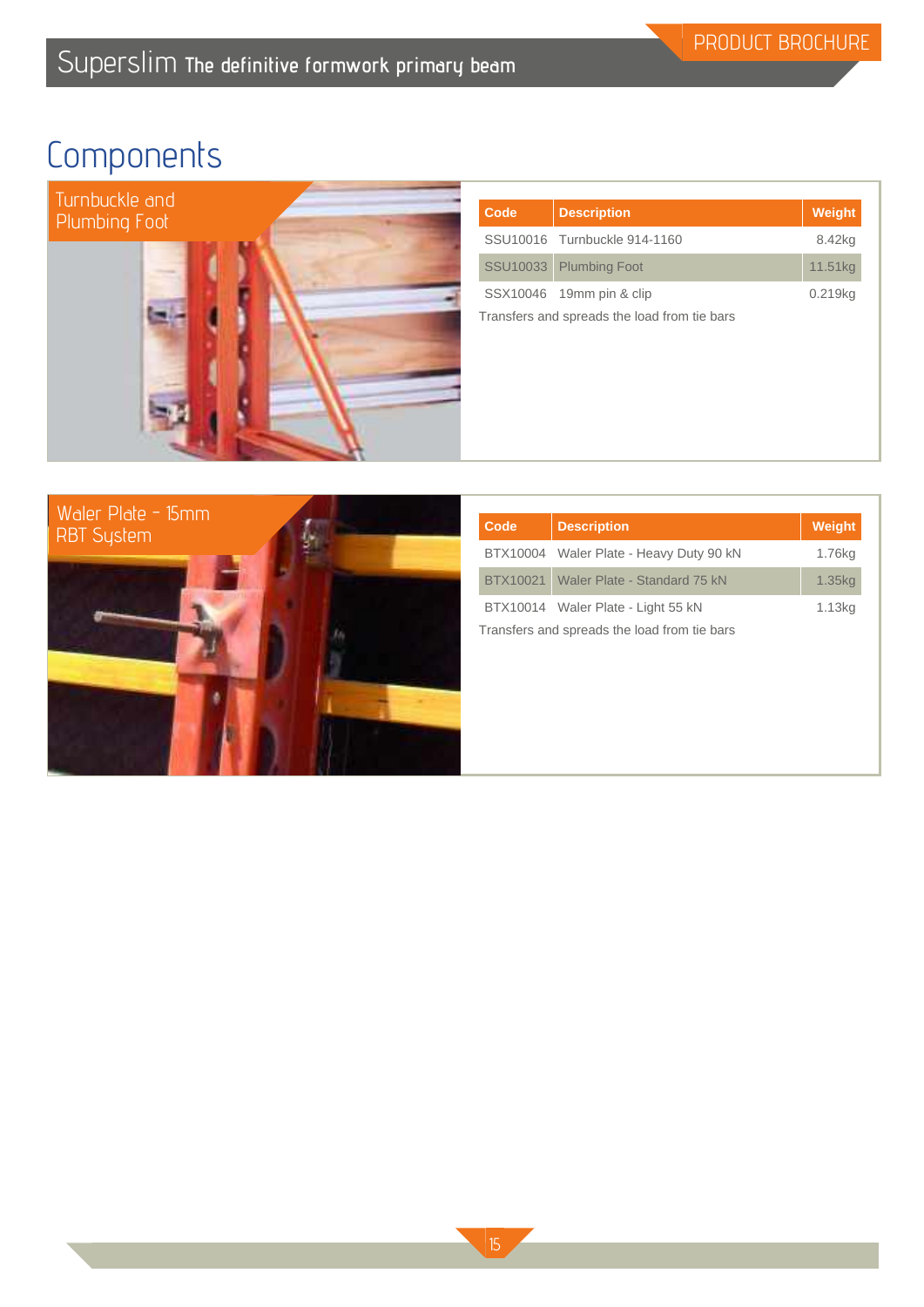# Components

## Turnbuckle and Plumbing Foot

| Code | Description | Weight |
| --- | --- | --- |
| SSU10016 | Turnbuckle 914-1160 | 8.42kg |
| SSU10033 | Plumbing Foot | 11.51kg |
| SSX10046 | 19mm pin & clip | 0.219kg |

Transfers and spreads the load from tie bars

## Waler Plate - 15mm RBT System

| Code | Description | Weight |
| --- | --- | --- |
| BTX10004 | Waler Plate - Heavy Duty 90 kN | 1.76kg |
| BTX10021 | Waler Plate - Standard 75 kN | 1.35kg |
| BTX10014 | Waler Plate - Light 55 kN | 1.13kg |

Transfers and spreads the load from tie bars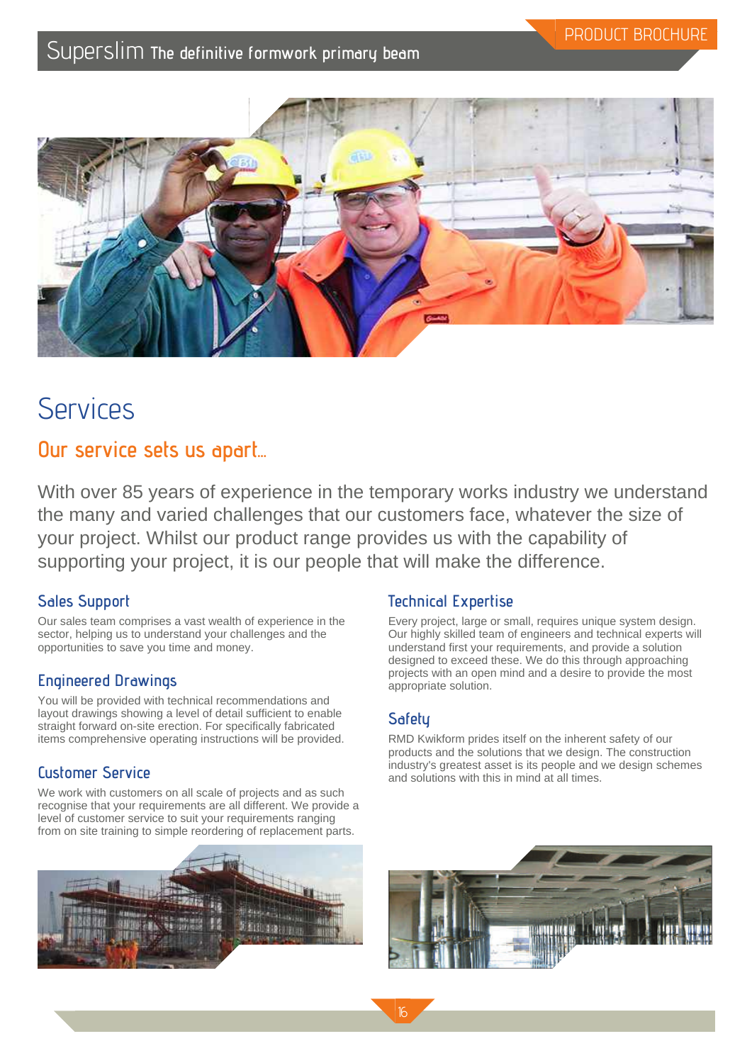# Services

## Our service sets us apart...

With over 85 years of experience in the temporary works industry we understand the many and varied challenges that our customers face, whatever the size of your project. Whilst our product range provides us with the capability of supporting your project, it is our people that will make the difference.

### Sales Support

Our sales team comprises a vast wealth of experience in the sector, helping us to understand your challenges and the opportunities to save you time and money.

### Engineered Drawings

You will be provided with technical recommendations and layout drawings showing a level of detail sufficient to enable straight forward on-site erection. For specifically fabricated items comprehensive operating instructions will be provided.

### Customer Service

We work with customers on all scale of projects and as such recognise that your requirements are all different. We provide a level of customer service to suit your requirements ranging from on site training to simple reordering of replacement parts.

### Technical Expertise

Every project, large or small, requires unique system design. Our highly skilled team of engineers and technical experts will understand first your requirements, and provide a solution designed to exceed these. We do this through approaching projects with an open mind and a desire to provide the most appropriate solution.

### Safety

RMD Kwikform prides itself on the inherent safety of our products and the solutions that we design. The construction industry's greatest asset is its people and we design schemes and solutions with this in mind at all times.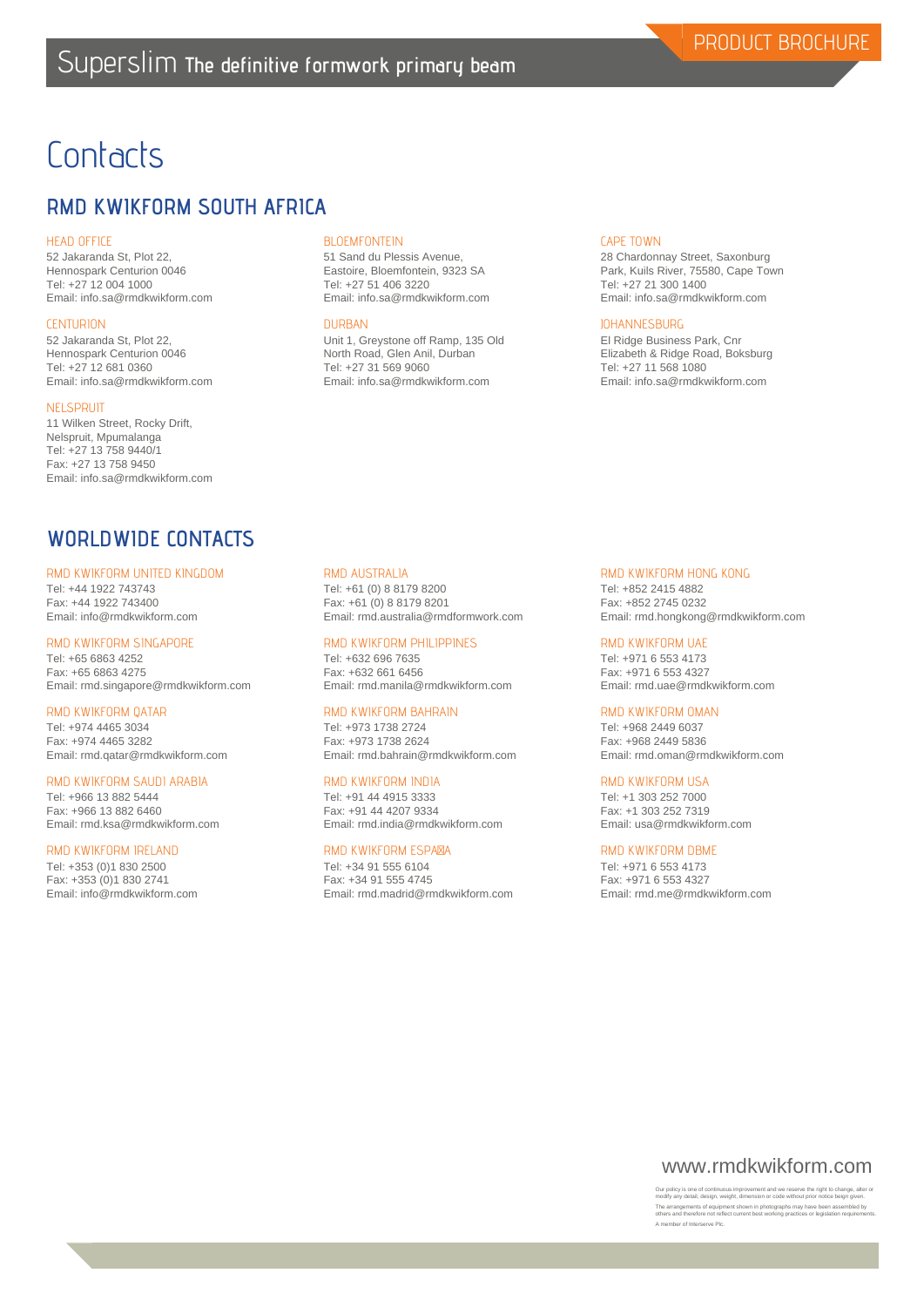# Contacts

## RMD KWIKFORM SOUTH AFRICA

### HEAD OFFICE
52 Jakaranda St, Plot 22,
Hennospark Centurion 0046
Tel: +27 12 004 1000
Email: info.sa@rmdkwikform.com

### CENTURION
52 Jakaranda St, Plot 22,
Hennospark Centurion 0046
Tel: +27 12 681 0360
Email: info.sa@rmdkwikform.com

### NELSPRUIT
11 Wilken Street, Rocky Drift,
Nelspruit, Mpumalanga
Tel: +27 13 758 9440/1
Fax: +27 13 758 9450
Email: info.sa@rmdkwikform.com

### BLOEMFONTEIN
51 Sand du Plessis Avenue,
Eastoire, Bloemfontein, 9323 SA
Tel: +27 51 406 3220
Email: info.sa@rmdkwikform.com

### DURBAN
Unit 1, Greystone off Ramp, 135 Old
North Road, Glen Anil, Durban
Tel: +27 31 569 9060
Email: info.sa@rmdkwikform.com

### CAPE TOWN
28 Chardonnay Street, Saxonburg
Park, Kuils River, 75580, Cape Town
Tel: +27 21 300 1400
Email: info.sa@rmdkwikform.com

### JOHANNESBURG
El Ridge Business Park, Cnr
Elizabeth & Ridge Road, Boksburg
Tel: +27 11 568 1080
Email: info.sa@rmdkwikform.com

## WORLDWIDE CONTACTS

### RMD KWIKFORM UNITED KINGDOM
Tel: +44 1922 743743
Fax: +44 1922 743400
Email: info@rmdkwikform.com

### RMD KWIKFORM SINGAPORE
Tel: +65 6863 4252
Fax: +65 6863 4275
Email: rmd.singapore@rmdkwikform.com

### RMD KWIKFORM QATAR
Tel: +974 4465 3034
Fax: +974 4465 3282
Email: rmd.qatar@rmdkwikform.com

### RMD KWIKFORM SAUDI ARABIA
Tel: +966 13 882 5444
Fax: +966 13 882 6460
Email: rmd.ksa@rmdkwikform.com

### RMD KWIKFORM IRELAND
Tel: +353 (0)1 830 2500
Fax: +353 (0)1 830 2741
Email: info@rmdkwikform.com

### RMD AUSTRALIA
Tel: +61 (0) 8 8179 8200
Fax: +61 (0) 8 8179 8201
Email: rmd.australia@rmdformwork.com

### RMD KWIKFORM PHILIPPINES
Tel: +632 696 7635
Fax: +632 661 6456
Email: rmd.manila@rmdkwikform.com

### RMD KWIKFORM BAHRAIN
Tel: +973 1738 2724
Fax: +973 1738 2624
Email: rmd.bahrain@rmdkwikform.com

### RMD KWIKFORM INDIA
Tel: +91 44 4915 3333
Fax: +91 44 4207 9334
Email: rmd.india@rmdkwikform.com

### RMD KWIKFORM ESPAÑA
Tel: +34 91 555 6104
Fax: +34 91 555 4745
Email: rmd.madrid@rmdkwikform.com

### RMD KWIKFORM HONG KONG
Tel: +852 2415 4882
Fax: +852 2745 0232
Email: rmd.hongkong@rmdkwikform.com

### RMD KWIKFORM UAE
Tel: +971 6 553 4173
Fax: +971 6 553 4327
Email: rmd.uae@rmdkwikform.com

### RMD KWIKFORM OMAN
Tel: +968 2449 6037
Fax: +968 2449 5836
Email: rmd.oman@rmdkwikform.com

### RMD KWIKFORM USA
Tel: +1 303 252 7000
Fax: +1 303 252 7319
Email: usa@rmdkwikform.com

### RMD KWIKFORM DBME
Tel: +971 6 553 4173
Fax: +971 6 553 4327
Email: rmd.me@rmdkwikform.com

www.rmdkwikform.com

Our policy is one of continuous improvement and we reserve the right to change, alter or modify any detail, design, weight, dimension or code without prior notice being given.

The arrangements of equipment shown in photographs may have been assembled by others and therefore not reflect current best working practices or legislation requirements.

A member of Interserve Plc.